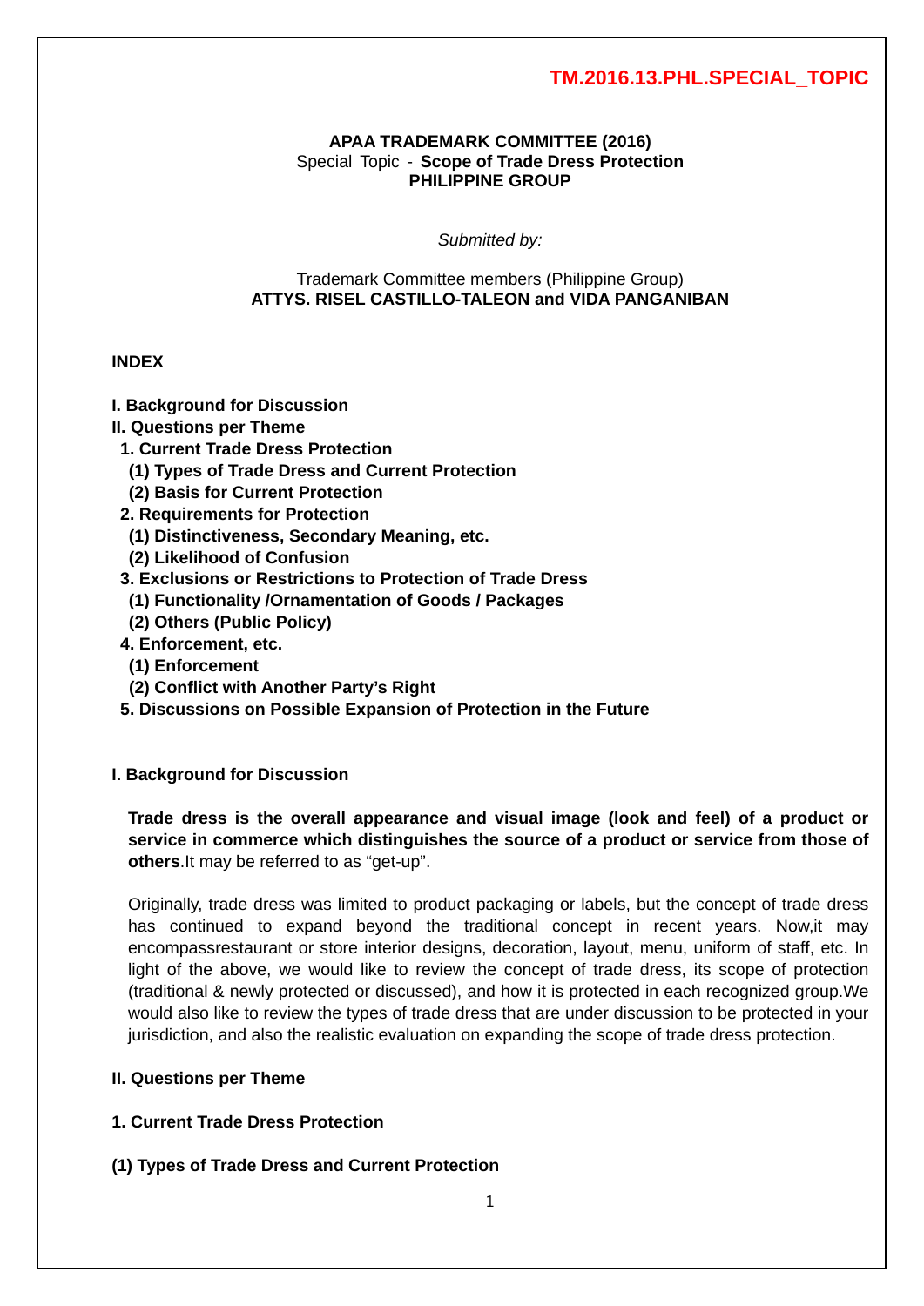**TM.2016.13.PHL.SPECIAL_TOPIC**

**APAA TRADEMARK COMMITTEE (2016)**
Special Topic - **Scope of Trade Dress Protection**
**PHILIPPINE GROUP**

*Submitted by:*

Trademark Committee members (Philippine Group)
**ATTYS. RISEL CASTILLO-TALEON and VIDA PANGANIBAN**

**INDEX**

**I. Background for Discussion**
**II. Questions per Theme**
  **1. Current Trade Dress Protection**
    **(1) Types of Trade Dress and Current Protection**
    **(2) Basis for Current Protection**
  **2. Requirements for Protection**
    **(1) Distinctiveness, Secondary Meaning, etc.**
    **(2) Likelihood of Confusion**
  **3. Exclusions or Restrictions to Protection of Trade Dress**
    **(1) Functionality /Ornamentation of Goods / Packages**
    **(2) Others (Public Policy)**
  **4. Enforcement, etc.**
    **(1) Enforcement**
    **(2) Conflict with Another Party's Right**
  **5. Discussions on Possible Expansion of Protection in the Future**

## I. Background for Discussion

**Trade dress is the overall appearance and visual image (look and feel) of a product or service in commerce which distinguishes the source of a product or service from those of others**.It may be referred to as "get-up".

Originally, trade dress was limited to product packaging or labels, but the concept of trade dress has continued to expand beyond the traditional concept in recent years. Now,it may encompassrestaurant or store interior designs, decoration, layout, menu, uniform of staff, etc. In light of the above, we would like to review the concept of trade dress, its scope of protection (traditional & newly protected or discussed), and how it is protected in each recognized group.We would also like to review the types of trade dress that are under discussion to be protected in your jurisdiction, and also the realistic evaluation on expanding the scope of trade dress protection.

## II. Questions per Theme

### 1. Current Trade Dress Protection

#### (1) Types of Trade Dress and Current Protection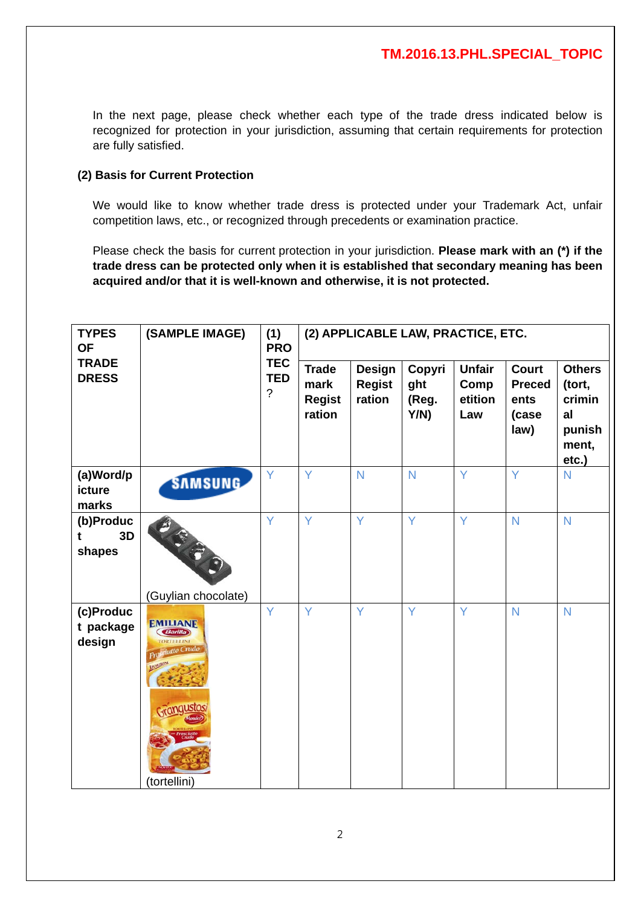In the next page, please check whether each type of the trade dress indicated below is recognized for protection in your jurisdiction, assuming that certain requirements for protection are fully satisfied.

**(2) Basis for Current Protection**

We would like to know whether trade dress is protected under your Trademark Act, unfair competition laws, etc., or recognized through precedents or examination practice.

Please check the basis for current protection in your jurisdiction. **Please mark with an (*) if the trade dress can be protected only when it is established that secondary meaning has been acquired and/or that it is well-known and otherwise, it is not protected.**

| TYPES OF TRADE DRESS | (SAMPLE IMAGE) | (1) PROTECTED? | (2) APPLICABLE LAW, PRACTICE, ETC. | | | | | |
|---|---|---|---|---|---|---|---|---|
| | | | Trademark Registration | Design Registration | Copyright (Reg. Y/N) | Unfair Competition Law | Court Precedents (case law) | Others (tort, criminal punishment, etc.) |
| (a)Word/picture marks | | Y | Y | N | N | Y | Y | N |
| (b)Product 3D shapes | (Guylian chocolate) | Y | Y | Y | Y | Y | N | N |
| (c)Product package design | (tortellini) | Y | Y | Y | Y | Y | N | N |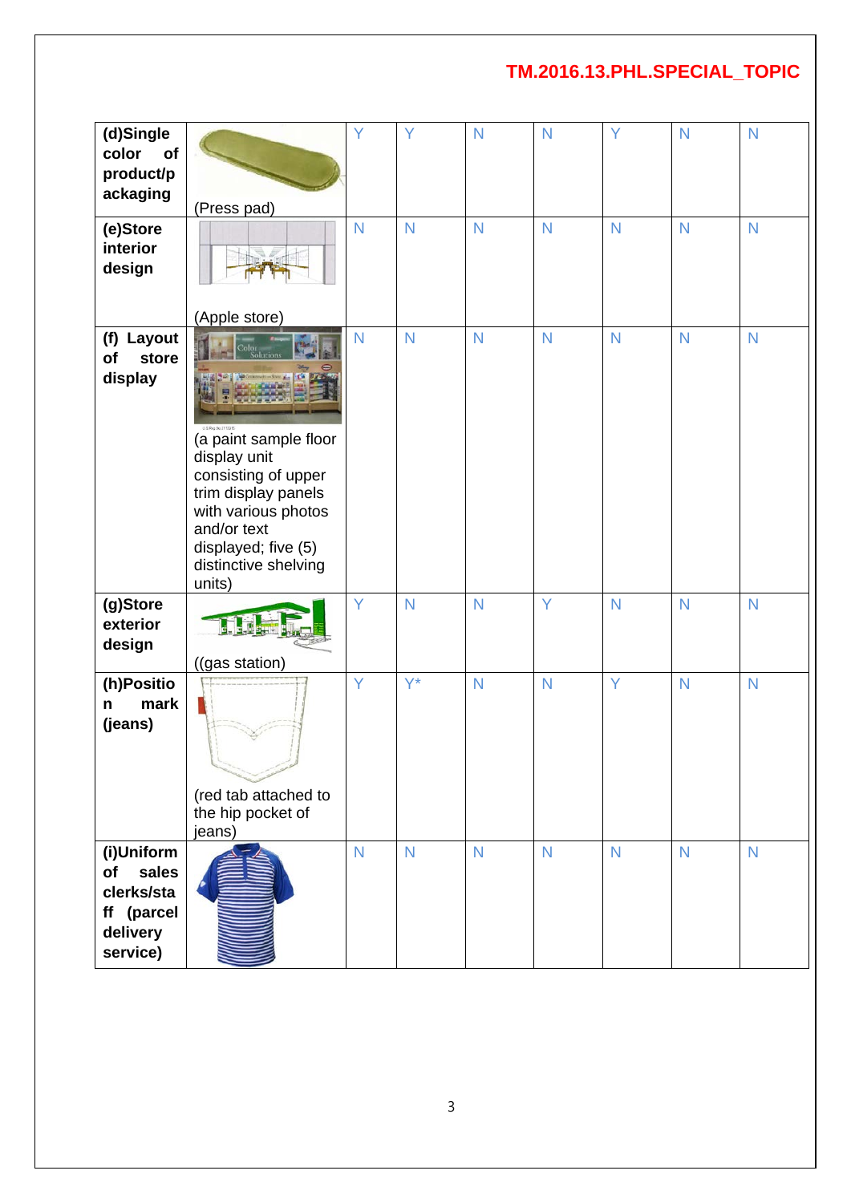| (d)Single color of product/packaging | (Press pad) | Y | Y | N | N | Y | N | N |
|---|---|---|---|---|---|---|---|---|
| (e)Store interior design | (Apple store) | N | N | N | N | N | N | N |
| (f) Layout of store display | (a paint sample floor display unit consisting of upper trim display panels with various photos and/or text displayed; five (5) distinctive shelving units) | N | N | N | N | N | N | N |
| (g)Store exterior design | ((gas station) | Y | N | N | Y | N | N | N |
| (h)Position mark (jeans) | (red tab attached to the hip pocket of jeans) | Y | Y* | N | N | Y | N | N |
| (i)Uniform of sales clerks/staff (parcel delivery service) | | N | N | N | N | N | N | N |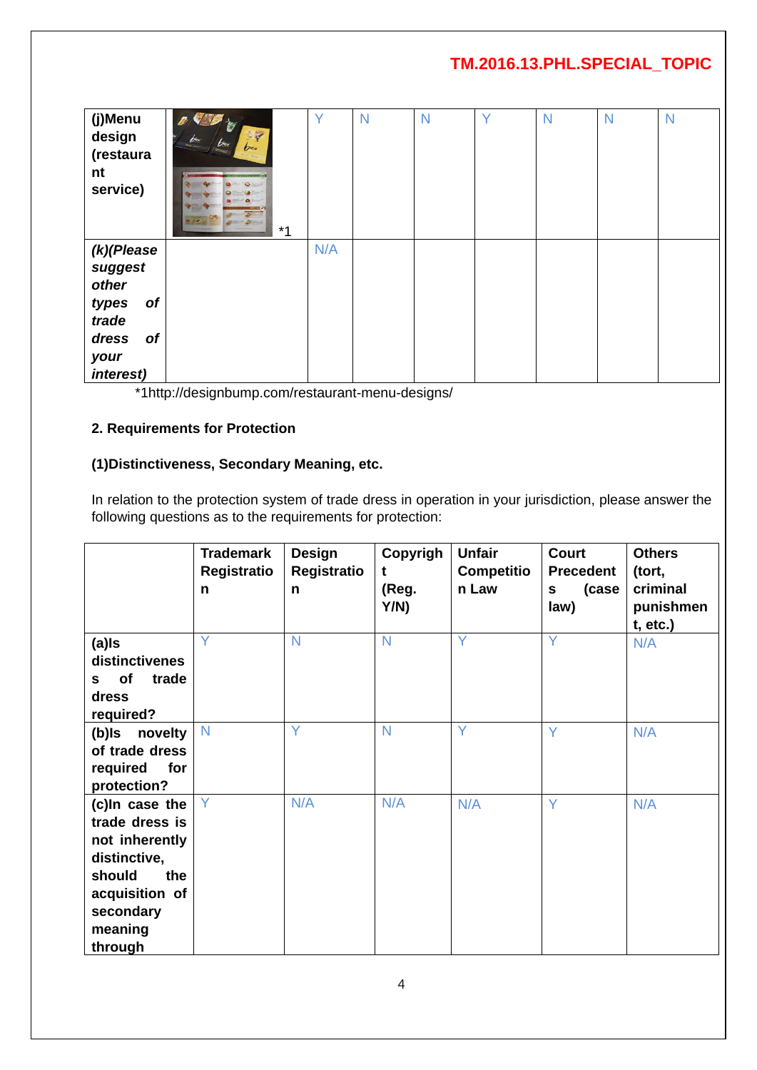| | | | | | | | | |
|---|---|---|---|---|---|---|---|---|
| **(j)Menu design (restaurant service)** | *1 | Y | N | N | Y | N | N | N |
| ***(k)(Please suggest other types of trade dress of your interest)*** | | N/A | | | | | | |

*1http://designbump.com/restaurant-menu-designs/

**2. Requirements for Protection**

**(1)Distinctiveness, Secondary Meaning, etc.**

In relation to the protection system of trade dress in operation in your jurisdiction, please answer the following questions as to the requirements for protection:

| | Trademark Registration | Design Registration | Copyright (Reg. Y/N) | Unfair Competition Law | Court Precedents (case law) | Others (tort, criminal punishment, etc.) |
|---|---|---|---|---|---|---|
| **(a)Is distinctiveness of trade dress required?** | Y | N | N | Y | Y | N/A |
| **(b)Is novelty of trade dress required for protection?** | N | Y | N | Y | Y | N/A |
| **(c)In case the trade dress is not inherently distinctive, should the acquisition of secondary meaning through** | Y | N/A | N/A | N/A | Y | N/A |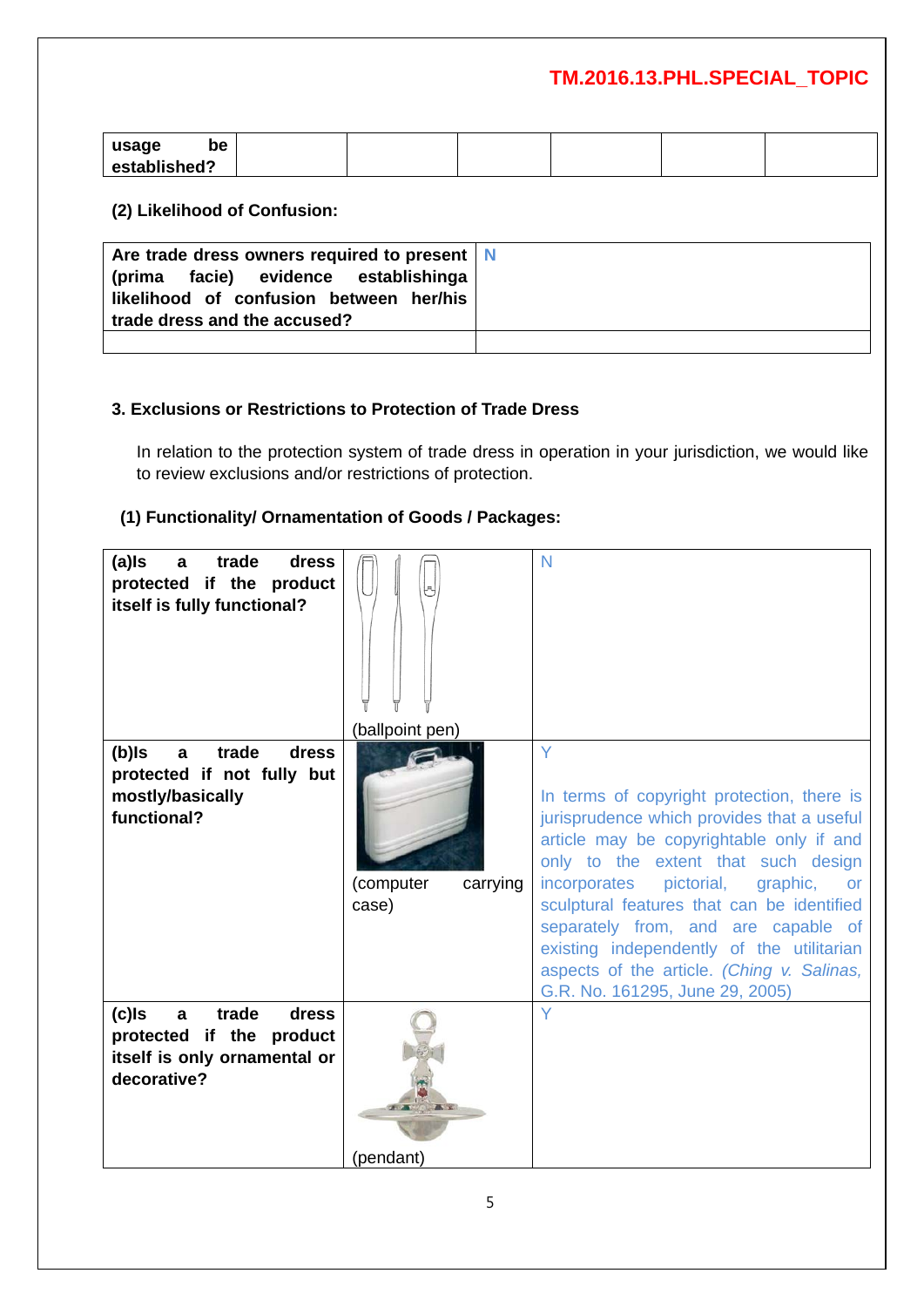| usage be established? | | | | | |
|---|---|---|---|---|---|

**(2) Likelihood of Confusion:**

| Are trade dress owners required to present (prima facie) evidence establishinga likelihood of confusion between her/his trade dress and the accused? | N |
|---|---|
| | |

**3. Exclusions or Restrictions to Protection of Trade Dress**

In relation to the protection system of trade dress in operation in your jurisdiction, we would like to review exclusions and/or restrictions of protection.

**(1) Functionality/ Ornamentation of Goods / Packages:**

| | | |
|---|---|---|
| **(a)Is a trade dress protected if the product itself is fully functional?** | (ballpoint pen) | N |
| **(b)Is a trade dress protected if not fully but mostly/basically functional?** | (computer carrying case) | Y<br><br>In terms of copyright protection, there is jurisprudence which provides that a useful article may be copyrightable only if and only to the extent that such design incorporates pictorial, graphic, or sculptural features that can be identified separately from, and are capable of existing independently of the utilitarian aspects of the article. *(Ching v. Salinas,* G.R. No. 161295, June 29, 2005) |
| **(c)Is a trade dress protected if the product itself is only ornamental or decorative?** | (pendant) | Y |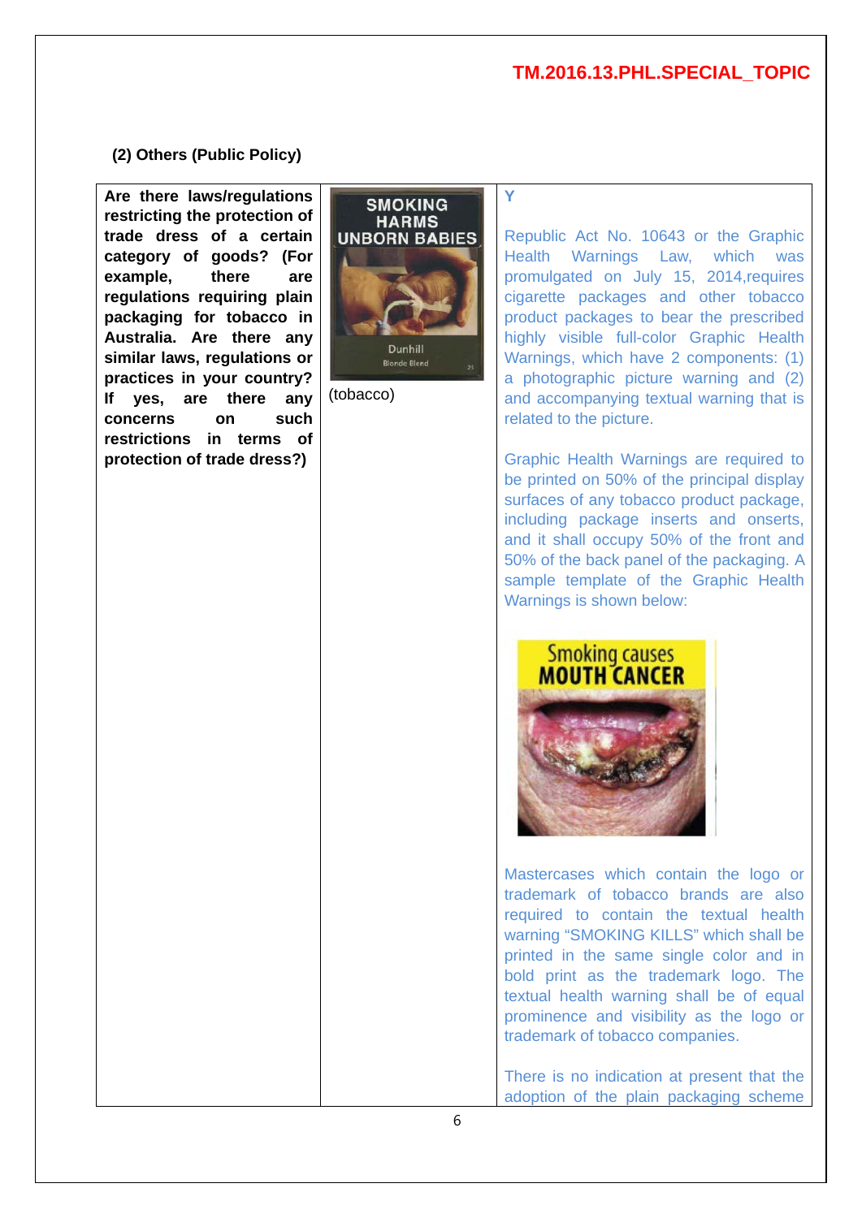### (2) Others (Public Policy)

| | | |
|---|---|---|
| **Are there laws/regulations restricting the protection of trade dress of a certain category of goods? (For example, there are regulations requiring plain packaging for tobacco in Australia. Are there any similar laws, regulations or practices in your country? If yes, are there any concerns on such restrictions in terms of protection of trade dress?)** | SMOKING HARMS UNBORN BABIES Dunhill Blonde Blend (tobacco) | Y<br><br>Republic Act No. 10643 or the Graphic Health Warnings Law, which was promulgated on July 15, 2014,requires cigarette packages and other tobacco product packages to bear the prescribed highly visible full-color Graphic Health Warnings, which have 2 components: (1) a photographic picture warning and (2) and accompanying textual warning that is related to the picture.<br><br>Graphic Health Warnings are required to be printed on 50% of the principal display surfaces of any tobacco product package, including package inserts and onserts, and it shall occupy 50% of the front and 50% of the back panel of the packaging. A sample template of the Graphic Health Warnings is shown below:<br><br>Smoking causes MOUTH CANCER<br><br>Mastercases which contain the logo or trademark of tobacco brands are also required to contain the textual health warning "SMOKING KILLS" which shall be printed in the same single color and in bold print as the trademark logo. The textual health warning shall be of equal prominence and visibility as the logo or trademark of tobacco companies.<br><br>There is no indication at present that the adoption of the plain packaging scheme |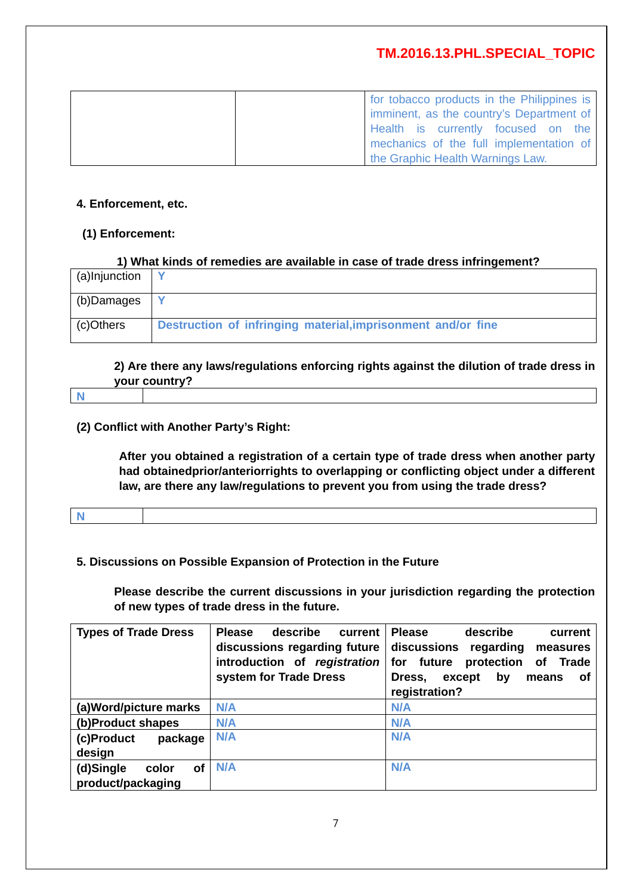| | | for tobacco products in the Philippines is imminent, as the country's Department of Health is currently focused on the mechanics of the full implementation of the Graphic Health Warnings Law. |
|---|---|---|

**4. Enforcement, etc.**

**(1) Enforcement:**

**1) What kinds of remedies are available in case of trade dress infringement?**

| | |
|---|---|
| (a)Injunction | **Y** |
| (b)Damages | **Y** |
| (c)Others | **Destruction of infringing material,imprisonment and/or fine** |

**2) Are there any laws/regulations enforcing rights against the dilution of trade dress in your country?**

| | |
|---|---|
| **N** | |

**(2) Conflict with Another Party's Right:**

**After you obtained a registration of a certain type of trade dress when another party had obtainedprior/anteriorrights to overlapping or conflicting object under a different law, are there any law/regulations to prevent you from using the trade dress?**

| | |
|---|---|
| **N** | |

**5. Discussions on Possible Expansion of Protection in the Future**

**Please describe the current discussions in your jurisdiction regarding the protection of new types of trade dress in the future.**

| **Types of Trade Dress** | **Please describe current discussions regarding future introduction of *registration* system for Trade Dress** | **Please describe current discussions regarding measures for future protection of Trade Dress, except by means of registration?** |
|---|---|---|
| **(a)Word/picture marks** | **N/A** | **N/A** |
| **(b)Product shapes** | **N/A** | **N/A** |
| **(c)Product package design** | **N/A** | **N/A** |
| **(d)Single color of product/packaging** | **N/A** | **N/A** |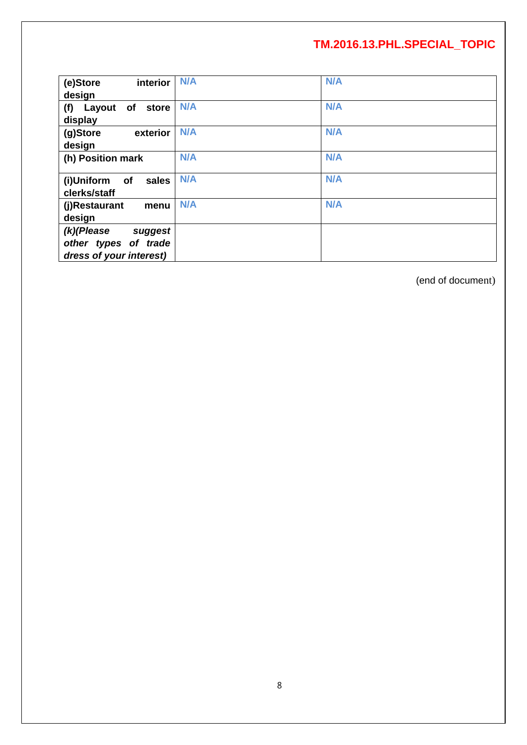| | | |
|---|---|---|
| **(e)Store interior design** | **N/A** | **N/A** |
| **(f) Layout of store display** | **N/A** | **N/A** |
| **(g)Store exterior design** | **N/A** | **N/A** |
| **(h) Position mark** | **N/A** | **N/A** |
| **(i)Uniform of sales clerks/staff** | **N/A** | **N/A** |
| **(j)Restaurant menu design** | **N/A** | **N/A** |
| ***(k)(Please suggest other types of trade dress of your interest)*** | | |

(end of document)